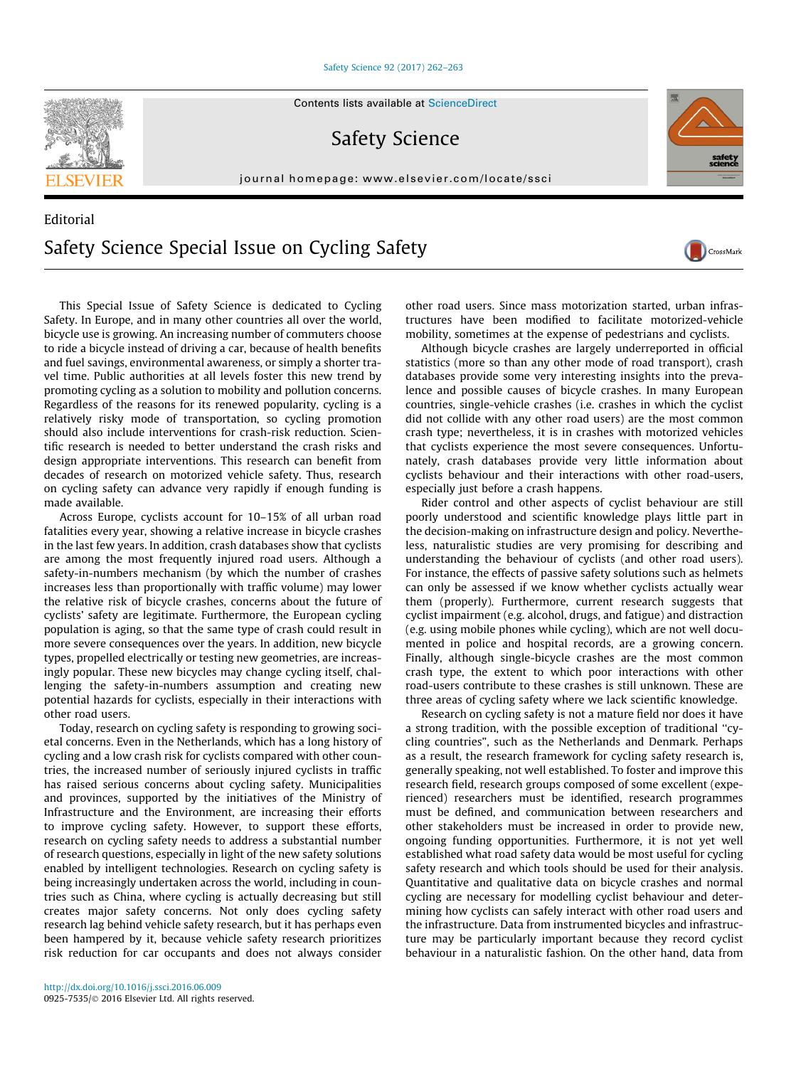Editorial

# Safety Science Special Issue on Cycling Safety

This Special Issue of Safety Science is dedicated to Cycling Safety. In Europe, and in many other countries all over the world, bicycle use is growing. An increasing number of commuters choose to ride a bicycle instead of driving a car, because of health benefits and fuel savings, environmental awareness, or simply a shorter travel time. Public authorities at all levels foster this new trend by promoting cycling as a solution to mobility and pollution concerns. Regardless of the reasons for its renewed popularity, cycling is a relatively risky mode of transportation, so cycling promotion should also include interventions for crash-risk reduction. Scientific research is needed to better understand the crash risks and design appropriate interventions. This research can benefit from decades of research on motorized vehicle safety. Thus, research on cycling safety can advance very rapidly if enough funding is made available.

Across Europe, cyclists account for 10–15% of all urban road fatalities every year, showing a relative increase in bicycle crashes in the last few years. In addition, crash databases show that cyclists are among the most frequently injured road users. Although a safety-in-numbers mechanism (by which the number of crashes increases less than proportionally with traffic volume) may lower the relative risk of bicycle crashes, concerns about the future of cyclists' safety are legitimate. Furthermore, the European cycling population is aging, so that the same type of crash could result in more severe consequences over the years. In addition, new bicycle types, propelled electrically or testing new geometries, are increasingly popular. These new bicycles may change cycling itself, challenging the safety-in-numbers assumption and creating new potential hazards for cyclists, especially in their interactions with other road users.

Today, research on cycling safety is responding to growing societal concerns. Even in the Netherlands, which has a long history of cycling and a low crash risk for cyclists compared with other countries, the increased number of seriously injured cyclists in traffic has raised serious concerns about cycling safety. Municipalities and provinces, supported by the initiatives of the Ministry of Infrastructure and the Environment, are increasing their efforts to improve cycling safety. However, to support these efforts, research on cycling safety needs to address a substantial number of research questions, especially in light of the new safety solutions enabled by intelligent technologies. Research on cycling safety is being increasingly undertaken across the world, including in countries such as China, where cycling is actually decreasing but still creates major safety concerns. Not only does cycling safety research lag behind vehicle safety research, but it has perhaps even been hampered by it, because vehicle safety research prioritizes risk reduction for car occupants and does not always consider other road users. Since mass motorization started, urban infrastructures have been modified to facilitate motorized-vehicle mobility, sometimes at the expense of pedestrians and cyclists.

Although bicycle crashes are largely underreported in official statistics (more so than any other mode of road transport), crash databases provide some very interesting insights into the prevalence and possible causes of bicycle crashes. In many European countries, single-vehicle crashes (i.e. crashes in which the cyclist did not collide with any other road users) are the most common crash type; nevertheless, it is in crashes with motorized vehicles that cyclists experience the most severe consequences. Unfortunately, crash databases provide very little information about cyclists behaviour and their interactions with other road-users, especially just before a crash happens.

Rider control and other aspects of cyclist behaviour are still poorly understood and scientific knowledge plays little part in the decision-making on infrastructure design and policy. Nevertheless, naturalistic studies are very promising for describing and understanding the behaviour of cyclists (and other road users). For instance, the effects of passive safety solutions such as helmets can only be assessed if we know whether cyclists actually wear them (properly). Furthermore, current research suggests that cyclist impairment (e.g. alcohol, drugs, and fatigue) and distraction (e.g. using mobile phones while cycling), which are not well documented in police and hospital records, are a growing concern. Finally, although single-bicycle crashes are the most common crash type, the extent to which poor interactions with other road-users contribute to these crashes is still unknown. These are three areas of cycling safety where we lack scientific knowledge.

Research on cycling safety is not a mature field nor does it have a strong tradition, with the possible exception of traditional "cycling countries", such as the Netherlands and Denmark. Perhaps as a result, the research framework for cycling safety research is, generally speaking, not well established. To foster and improve this research field, research groups composed of some excellent (experienced) researchers must be identified, research programmes must be defined, and communication between researchers and other stakeholders must be increased in order to provide new, ongoing funding opportunities. Furthermore, it is not yet well established what road safety data would be most useful for cycling safety research and which tools should be used for their analysis. Quantitative and qualitative data on bicycle crashes and normal cycling are necessary for modelling cyclist behaviour and determining how cyclists can safely interact with other road users and the infrastructure. Data from instrumented bicycles and infrastructure may be particularly important because they record cyclist behaviour in a naturalistic fashion. On the other hand, data from

http://dx.doi.org/10.1016/j.ssci.2016.06.009
0925-7535/© 2016 Elsevier Ltd. All rights reserved.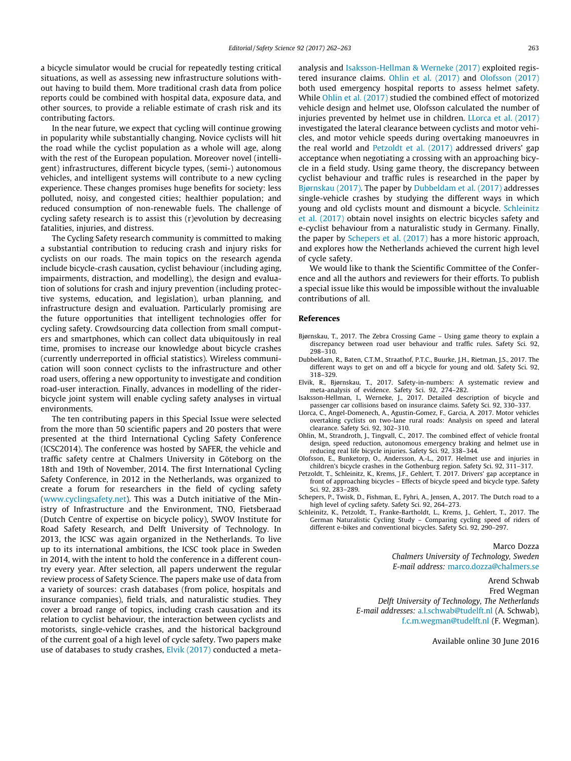a bicycle simulator would be crucial for repeatedly testing critical situations, as well as assessing new infrastructure solutions without having to build them. More traditional crash data from police reports could be combined with hospital data, exposure data, and other sources, to provide a reliable estimate of crash risk and its contributing factors.

In the near future, we expect that cycling will continue growing in popularity while substantially changing. Novice cyclists will hit the road while the cyclist population as a whole will age, along with the rest of the European population. Moreover novel (intelligent) infrastructures, different bicycle types, (semi-) autonomous vehicles, and intelligent systems will contribute to a new cycling experience. These changes promises huge benefits for society: less polluted, noisy, and congested cities; healthier population; and reduced consumption of non-renewable fuels. The challenge of cycling safety research is to assist this (r)evolution by decreasing fatalities, injuries, and distress.

The Cycling Safety research community is committed to making a substantial contribution to reducing crash and injury risks for cyclists on our roads. The main topics on the research agenda include bicycle-crash causation, cyclist behaviour (including aging, impairments, distraction, and modelling), the design and evaluation of solutions for crash and injury prevention (including protective systems, education, and legislation), urban planning, and infrastructure design and evaluation. Particularly promising are the future opportunities that intelligent technologies offer for cycling safety. Crowdsourcing data collection from small computers and smartphones, which can collect data ubiquitously in real time, promises to increase our knowledge about bicycle crashes (currently underreported in official statistics). Wireless communication will soon connect cyclists to the infrastructure and other road users, offering a new opportunity to investigate and condition road-user interaction. Finally, advances in modelling of the rider-bicycle joint system will enable cycling safety analyses in virtual environments.

The ten contributing papers in this Special Issue were selected from the more than 50 scientific papers and 20 posters that were presented at the third International Cycling Safety Conference (ICSC2014). The conference was hosted by SAFER, the vehicle and traffic safety centre at Chalmers University in Göteborg on the 18th and 19th of November, 2014. The first International Cycling Safety Conference, in 2012 in the Netherlands, was organized to create a forum for researchers in the field of cycling safety (www.cyclingsafety.net). This was a Dutch initiative of the Ministry of Infrastructure and the Environment, TNO, Fietsberaad (Dutch Centre of expertise on bicycle policy), SWOV Institute for Road Safety Research, and Delft University of Technology. In 2013, the ICSC was again organized in the Netherlands. To live up to its international ambitions, the ICSC took place in Sweden in 2014, with the intent to hold the conference in a different country every year. After selection, all papers underwent the regular review process of Safety Science. The papers make use of data from a variety of sources: crash databases (from police, hospitals and insurance companies), field trials, and naturalistic studies. They cover a broad range of topics, including crash causation and its relation to cyclist behaviour, the interaction between cyclists and motorists, single-vehicle crashes, and the historical background of the current goal of a high level of cycle safety. Two papers make use of databases to study crashes, Elvik (2017) conducted a meta-analysis and Isaksson-Hellman & Werneke (2017) exploited registered insurance claims. Ohlin et al. (2017) and Olofsson (2017) both used emergency hospital reports to assess helmet safety. While Ohlin et al. (2017) studied the combined effect of motorized vehicle design and helmet use, Olofsson calculated the number of injuries prevented by helmet use in children. LLorca et al. (2017) investigated the lateral clearance between cyclists and motor vehicles, and motor vehicle speeds during overtaking manoeuvres in the real world and Petzoldt et al. (2017) addressed drivers' gap acceptance when negotiating a crossing with an approaching bicycle in a field study. Using game theory, the discrepancy between cyclist behaviour and traffic rules is researched in the paper by Bjørnskau (2017). The paper by Dubbeldam et al. (2017) addresses single-vehicle crashes by studying the different ways in which young and old cyclists mount and dismount a bicycle. Schleinitz et al. (2017) obtain novel insights on electric bicycles safety and e-cyclist behaviour from a naturalistic study in Germany. Finally, the paper by Schepers et al. (2017) has a more historic approach, and explores how the Netherlands achieved the current high level of cycle safety.

We would like to thank the Scientific Committee of the Conference and all the authors and reviewers for their efforts. To publish a special issue like this would be impossible without the invaluable contributions of all.

## References

Bjørnskau, T., 2017. The Zebra Crossing Game – Using game theory to explain a discrepancy between road user behaviour and traffic rules. Safety Sci. 92, 298–310.

Dubbeldam, R., Baten, C.T.M., Straathof, P.T.C., Buurke, J.H., Rietman, J.S., 2017. The different ways to get on and off a bicycle for young and old. Safety Sci. 92, 318–329.

Elvik, R., Bjørnskau, T., 2017. Safety-in-numbers: A systematic review and meta-analysis of evidence. Safety Sci. 92, 274–282.

Isaksson-Hellman, I., Werneke, J., 2017. Detailed description of bicycle and passenger car collisions based on insurance claims. Safety Sci. 92, 330–337.

Llorca, C., Angel-Domenech, A., Agustin-Gomez, F., Garcia, A. 2017. Motor vehicles overtaking cyclists on two-lane rural roads: Analysis on speed and lateral clearance. Safety Sci. 92, 302–310.

Ohlin, M., Strandroth, J., Tingvall, C., 2017. The combined effect of vehicle frontal design, speed reduction, autonomous emergency braking and helmet use in reducing real life bicycle injuries. Safety Sci. 92, 338–344.

Olofsson, E., Bunketorp, O., Andersson, A.-L., 2017. Helmet use and injuries in children's bicycle crashes in the Gothenburg region. Safety Sci. 92, 311–317.

Petzoldt, T., Schleinitz, K., Krems, J.F., Gehlert, T. 2017. Drivers' gap acceptance in front of approaching bicycles – Effects of bicycle speed and bicycle type. Safety Sci. 92, 283–289.

Schepers, P., Twisk, D., Fishman, E., Fyhri, A., Jensen, A., 2017. The Dutch road to a high level of cycling safety. Safety Sci. 92, 264–273.

Schleinitz, K., Petzoldt, T., Franke-Bartholdt, L., Krems, J., Gehlert, T., 2017. The German Naturalistic Cycling Study – Comparing cycling speed of riders of different e-bikes and conventional bicycles. Safety Sci. 92, 290–297.

Marco Dozza
*Chalmers University of Technology, Sweden*
*E-mail address:* marco.dozza@chalmers.se

Arend Schwab
Fred Wegman
*Delft University of Technology, The Netherlands*
*E-mail addresses:* a.l.schwab@tudelft.nl (A. Schwab), f.c.m.wegman@tudelft.nl (F. Wegman).

Available online 30 June 2016